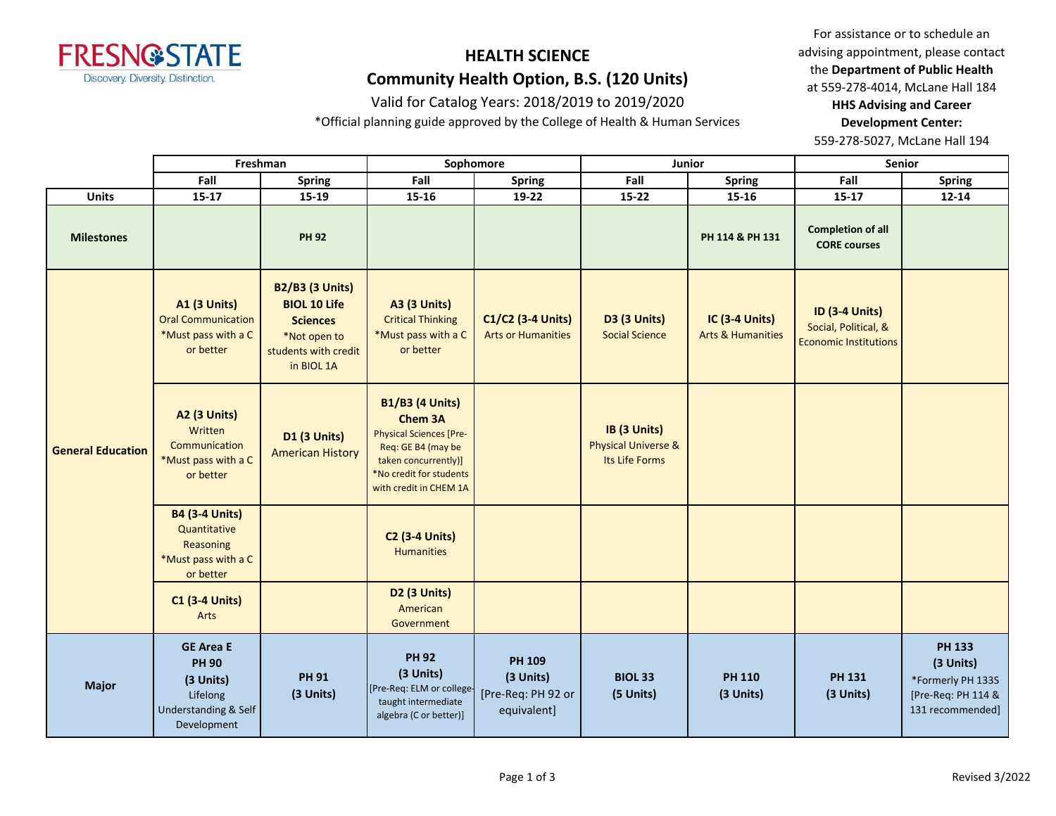# HEALTH SCIENCE

## Community Health Option, B.S. (120 Units)

Valid for Catalog Years: 2018/2019 to 2019/2020

*Official planning guide approved by the College of Health & Human Services

For assistance or to schedule an advising appointment, please contact the **Department of Public Health** at 559-278-4014, McLane Hall 184
**HHS Advising and Career Development Center:** 559-278-5027, McLane Hall 194

| | Freshman | | Sophomore | | Junior | | Senior | |
|---|---|---|---|---|---|---|---|---|
| | **Fall** | **Spring** | **Fall** | **Spring** | **Fall** | **Spring** | **Fall** | **Spring** |
| **Units** | **15-17** | **15-19** | **15-16** | **19-22** | **15-22** | **15-16** | **15-17** | **12-14** |
| **Milestones** | | **PH 92** | | | | **PH 114 & PH 131** | **Completion of all CORE courses** | |
| **General Education** | **A1 (3 Units)** Oral Communication *Must pass with a C or better | **B2/B3 (3 Units) BIOL 10 Life Sciences** *Not open to students with credit in BIOL 1A | **A3 (3 Units)** Critical Thinking *Must pass with a C or better | **C1/C2 (3-4 Units)** Arts or Humanities | **D3 (3 Units)** Social Science | **IC (3-4 Units)** Arts & Humanities | **ID (3-4 Units)** Social, Political, & Economic Institutions | |
| | **A2 (3 Units)** Written Communication *Must pass with a C or better | **D1 (3 Units)** American History | **B1/B3 (4 Units) Chem 3A** Physical Sciences [Pre-Req: GE B4 (may be taken concurrently)] *No credit for students with credit in CHEM 1A | | **IB (3 Units)** Physical Universe & Its Life Forms | | | |
| | **B4 (3-4 Units)** Quantitative Reasoning *Must pass with a C or better | | **C2 (3-4 Units)** Humanities | | | | | |
| | **C1 (3-4 Units)** Arts | | **D2 (3 Units)** American Government | | | | | |
| **Major** | **GE Area E PH 90 (3 Units)** Lifelong Understanding & Self Development | **PH 91 (3 Units)** | **PH 92 (3 Units)** [Pre-Req: ELM or college-taught intermediate algebra (C or better)] | **PH 109 (3 Units)** [Pre-Req: PH 92 or equivalent] | **BIOL 33 (5 Units)** | **PH 110 (3 Units)** | **PH 131 (3 Units)** | **PH 133 (3 Units)** *Formerly PH 133S [Pre-Req: PH 114 & 131 recommended] |

Revised 3/2022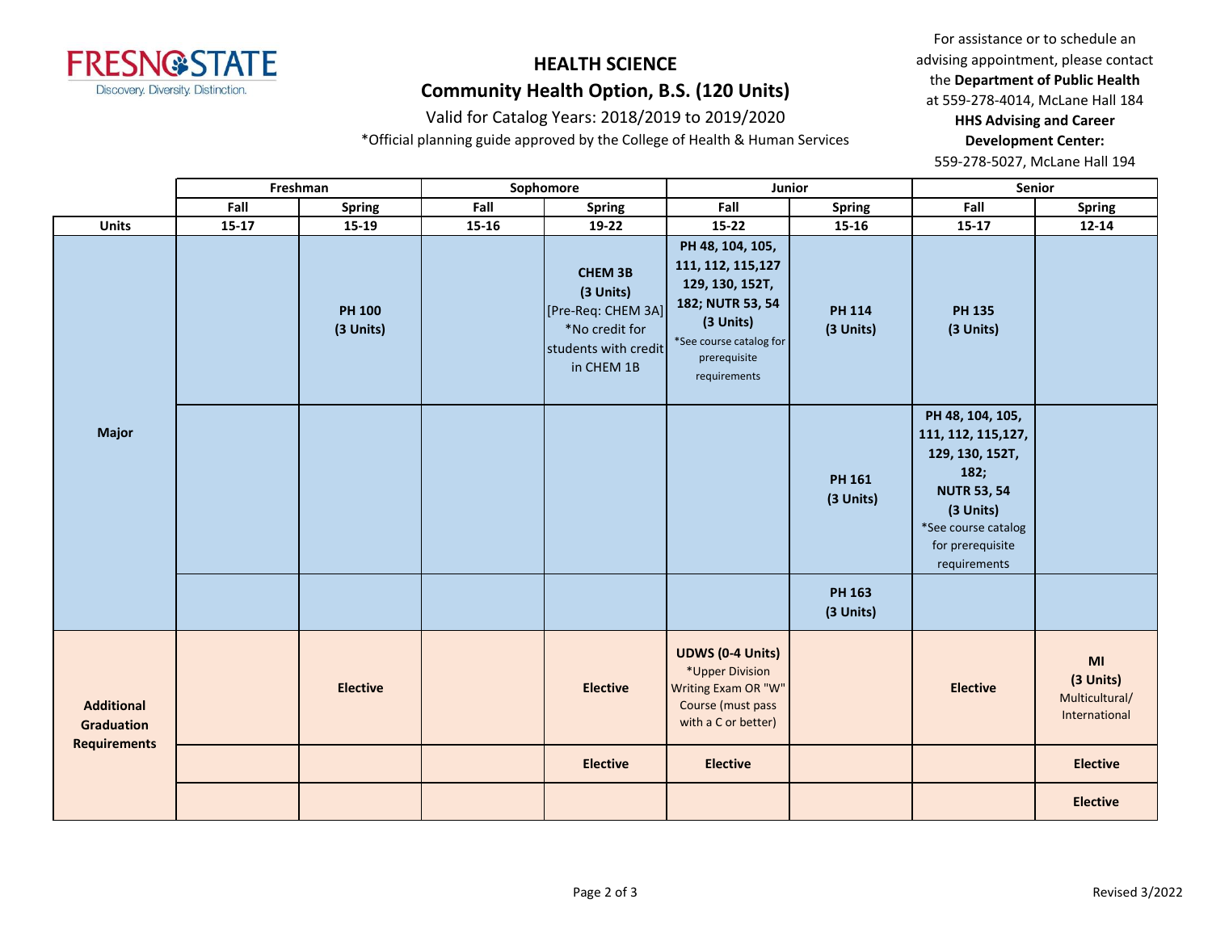# HEALTH SCIENCE

## Community Health Option, B.S. (120 Units)

Valid for Catalog Years: 2018/2019 to 2019/2020

*Official planning guide approved by the College of Health & Human Services

For assistance or to schedule an advising appointment, please contact the **Department of Public Health** at 559-278-4014, McLane Hall 184
**HHS Advising and Career Development Center:**
559-278-5027, McLane Hall 194

| | Freshman | | Sophomore | | Junior | | Senior | |
|---|---|---|---|---|---|---|---|---|
| | Fall | Spring | Fall | Spring | Fall | Spring | Fall | Spring |
| **Units** | 15-17 | 15-19 | 15-16 | 19-22 | 15-22 | 15-16 | 15-17 | 12-14 |
| **Major** | | **PH 100 (3 Units)** | | **CHEM 3B (3 Units)** [Pre-Req: CHEM 3A] *No credit for students with credit in CHEM 1B | **PH 48, 104, 105, 111, 112, 115,127 129, 130, 152T, 182; NUTR 53, 54 (3 Units)** *See course catalog for prerequisite requirements | **PH 114 (3 Units)** | **PH 135 (3 Units)** | |
| **Major** | | | | | | **PH 161 (3 Units)** | **PH 48, 104, 105, 111, 112, 115,127, 129, 130, 152T, 182; NUTR 53, 54 (3 Units)** *See course catalog for prerequisite requirements | |
| **Major** | | | | | | **PH 163 (3 Units)** | | |
| **Additional Graduation Requirements** | | **Elective** | | **Elective** | **UDWS (0-4 Units)** *Upper Division Writing Exam OR "W" Course (must pass with a C or better) | | **Elective** | **MI (3 Units)** Multicultural/ International |
| **Additional Graduation Requirements** | | | | **Elective** | **Elective** | | | **Elective** |
| **Additional Graduation Requirements** | | | | | | | | **Elective** |

Revised 3/2022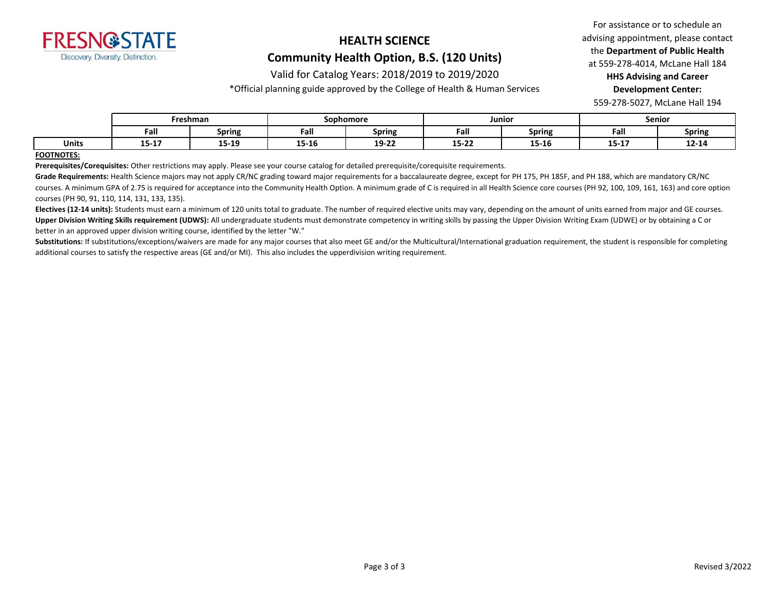# HEALTH SCIENCE

## Community Health Option, B.S. (120 Units)

Valid for Catalog Years: 2018/2019 to 2019/2020

*Official planning guide approved by the College of Health & Human Services

For assistance or to schedule an advising appointment, please contact the **Department of Public Health** at 559-278-4014, McLane Hall 184

**HHS Advising and Career Development Center:**
559-278-5027, McLane Hall 194

| | Freshman | | Sophomore | | Junior | | Senior | |
|---|---|---|---|---|---|---|---|---|
| | Fall | Spring | Fall | Spring | Fall | Spring | Fall | Spring |
| **Units** | 15-17 | 15-19 | 15-16 | 19-22 | 15-22 | 15-16 | 15-17 | 12-14 |

**FOOTNOTES:**

**Prerequisites/Corequisites:** Other restrictions may apply. Please see your course catalog for detailed prerequisite/corequisite requirements.

**Grade Requirements:** Health Science majors may not apply CR/NC grading toward major requirements for a baccalaureate degree, except for PH 175, PH 185F, and PH 188, which are mandatory CR/NC courses. A minimum GPA of 2.75 is required for acceptance into the Community Health Option. A minimum grade of C is required in all Health Science core courses (PH 92, 100, 109, 161, 163) and core option courses (PH 90, 91, 110, 114, 131, 133, 135).

**Electives (12-14 units):** Students must earn a minimum of 120 units total to graduate. The number of required elective units may vary, depending on the amount of units earned from major and GE courses.

**Upper Division Writing Skills requirement (UDWS):** All undergraduate students must demonstrate competency in writing skills by passing the Upper Division Writing Exam (UDWE) or by obtaining a C or better in an approved upper division writing course, identified by the letter "W."

**Substitutions:** If substitutions/exceptions/waivers are made for any major courses that also meet GE and/or the Multicultural/International graduation requirement, the student is responsible for completing additional courses to satisfy the respective areas (GE and/or MI). This also includes the upperdivision writing requirement.

Revised 3/2022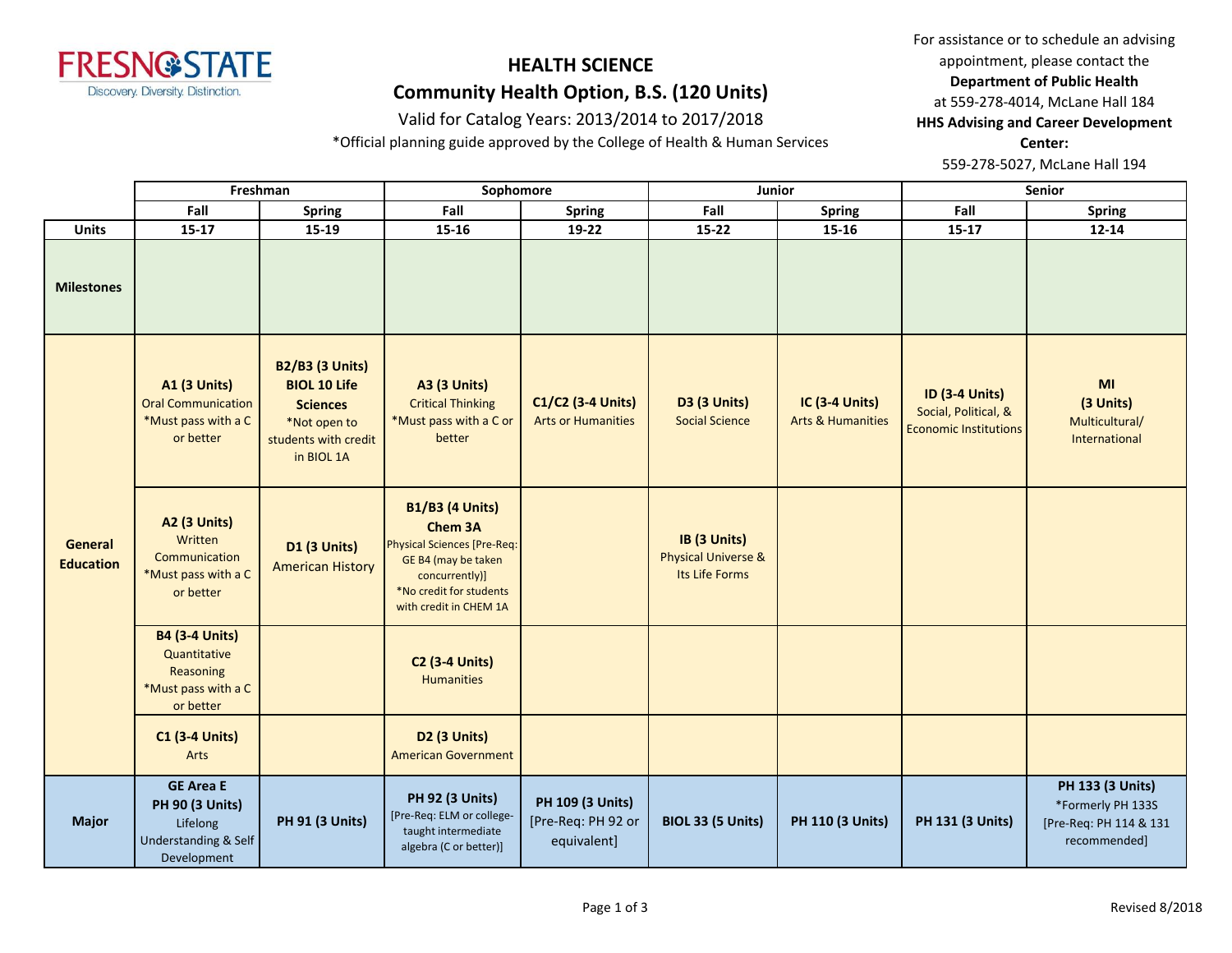# HEALTH SCIENCE

## Community Health Option, B.S. (120 Units)

Valid for Catalog Years: 2013/2014 to 2017/2018

*Official planning guide approved by the College of Health & Human Services

For assistance or to schedule an advising appointment, please contact the **Department of Public Health** at 559-278-4014, McLane Hall 184
**HHS Advising and Career Development Center:** 559-278-5027, McLane Hall 194

| | Freshman | | Sophomore | | Junior | | Senior | |
|---|---|---|---|---|---|---|---|---|
| | Fall | Spring | Fall | Spring | Fall | Spring | Fall | Spring |
| **Units** | 15-17 | 15-19 | 15-16 | 19-22 | 15-22 | 15-16 | 15-17 | 12-14 |
| **Milestones** | | | | | | | | |
| **General Education** | **A1 (3 Units)** Oral Communication *Must pass with a C or better | **B2/B3 (3 Units) BIOL 10 Life Sciences** *Not open to students with credit in BIOL 1A | **A3 (3 Units)** Critical Thinking *Must pass with a C or better | **C1/C2 (3-4 Units)** Arts or Humanities | **D3 (3 Units)** Social Science | **IC (3-4 Units)** Arts & Humanities | **ID (3-4 Units)** Social, Political, & Economic Institutions | **MI (3 Units)** Multicultural/ International |
| | **A2 (3 Units)** Written Communication *Must pass with a C or better | **D1 (3 Units)** American History | **B1/B3 (4 Units) Chem 3A** Physical Sciences [Pre-Req: GE B4 (may be taken concurrently)] *No credit for students with credit in CHEM 1A | | **IB (3 Units)** Physical Universe & Its Life Forms | | | |
| | **B4 (3-4 Units)** Quantitative Reasoning *Must pass with a C or better | | **C2 (3-4 Units)** Humanities | | | | | |
| | **C1 (3-4 Units)** Arts | | **D2 (3 Units)** American Government | | | | | |
| **Major** | **GE Area E PH 90 (3 Units)** Lifelong Understanding & Self Development | **PH 91 (3 Units)** | **PH 92 (3 Units)** [Pre-Req: ELM or college-taught intermediate algebra (C or better)] | **PH 109 (3 Units)** [Pre-Req: PH 92 or equivalent] | **BIOL 33 (5 Units)** | **PH 110 (3 Units)** | **PH 131 (3 Units)** | **PH 133 (3 Units)** *Formerly PH 133S [Pre-Req: PH 114 & 131 recommended] |

Revised 8/2018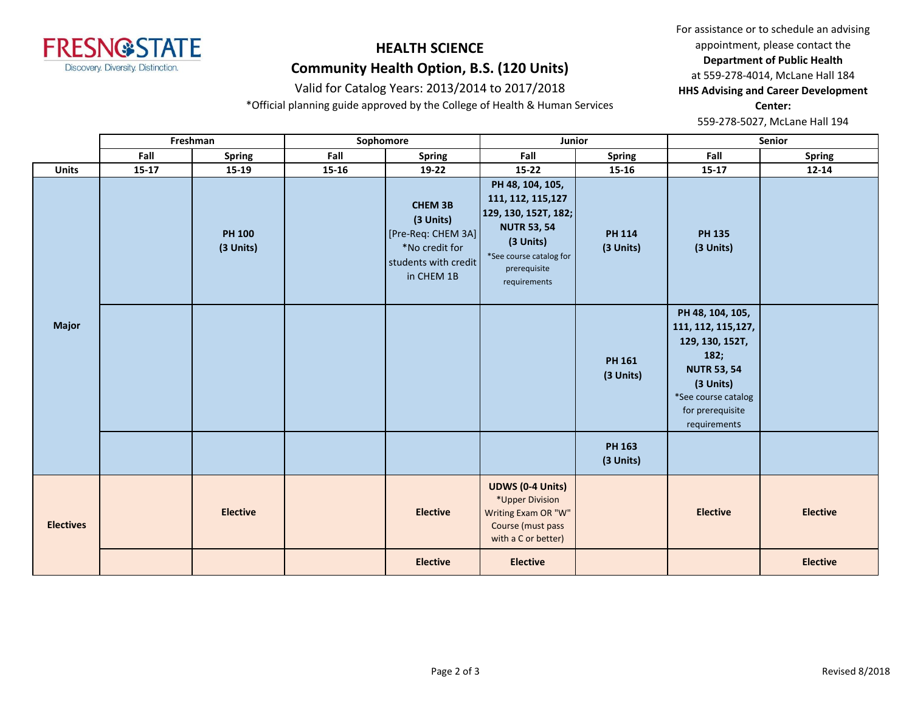# HEALTH SCIENCE

## Community Health Option, B.S. (120 Units)

Valid for Catalog Years: 2013/2014 to 2017/2018

*Official planning guide approved by the College of Health & Human Services

For assistance or to schedule an advising appointment, please contact the **Department of Public Health** at 559-278-4014, McLane Hall 184
**HHS Advising and Career Development Center:** 559-278-5027, McLane Hall 194

| | Freshman | | Sophomore | | Junior | | Senior | |
|---|---|---|---|---|---|---|---|---|
| | **Fall** | **Spring** | **Fall** | **Spring** | **Fall** | **Spring** | **Fall** | **Spring** |
| **Units** | **15-17** | **15-19** | **15-16** | **19-22** | **15-22** | **15-16** | **15-17** | **12-14** |
| **Major** | | **PH 100 (3 Units)** | | **CHEM 3B (3 Units)** [Pre-Req: CHEM 3A] *No credit for students with credit in CHEM 1B | **PH 48, 104, 105, 111, 112, 115,127 129, 130, 152T, 182; NUTR 53, 54 (3 Units)** *See course catalog for prerequisite requirements | **PH 114 (3 Units)** | **PH 135 (3 Units)** | |
| | | | | | | **PH 161 (3 Units)** | **PH 48, 104, 105, 111, 112, 115,127, 129, 130, 152T, 182; NUTR 53, 54 (3 Units)** *See course catalog for prerequisite requirements | |
| | | | | | | **PH 163 (3 Units)** | | |
| **Electives** | | **Elective** | | **Elective** | **UDWS (0-4 Units)** *Upper Division Writing Exam OR "W" Course (must pass with a C or better) | | **Elective** | **Elective** |
| | | | | **Elective** | **Elective** | | | **Elective** |

Revised 8/2018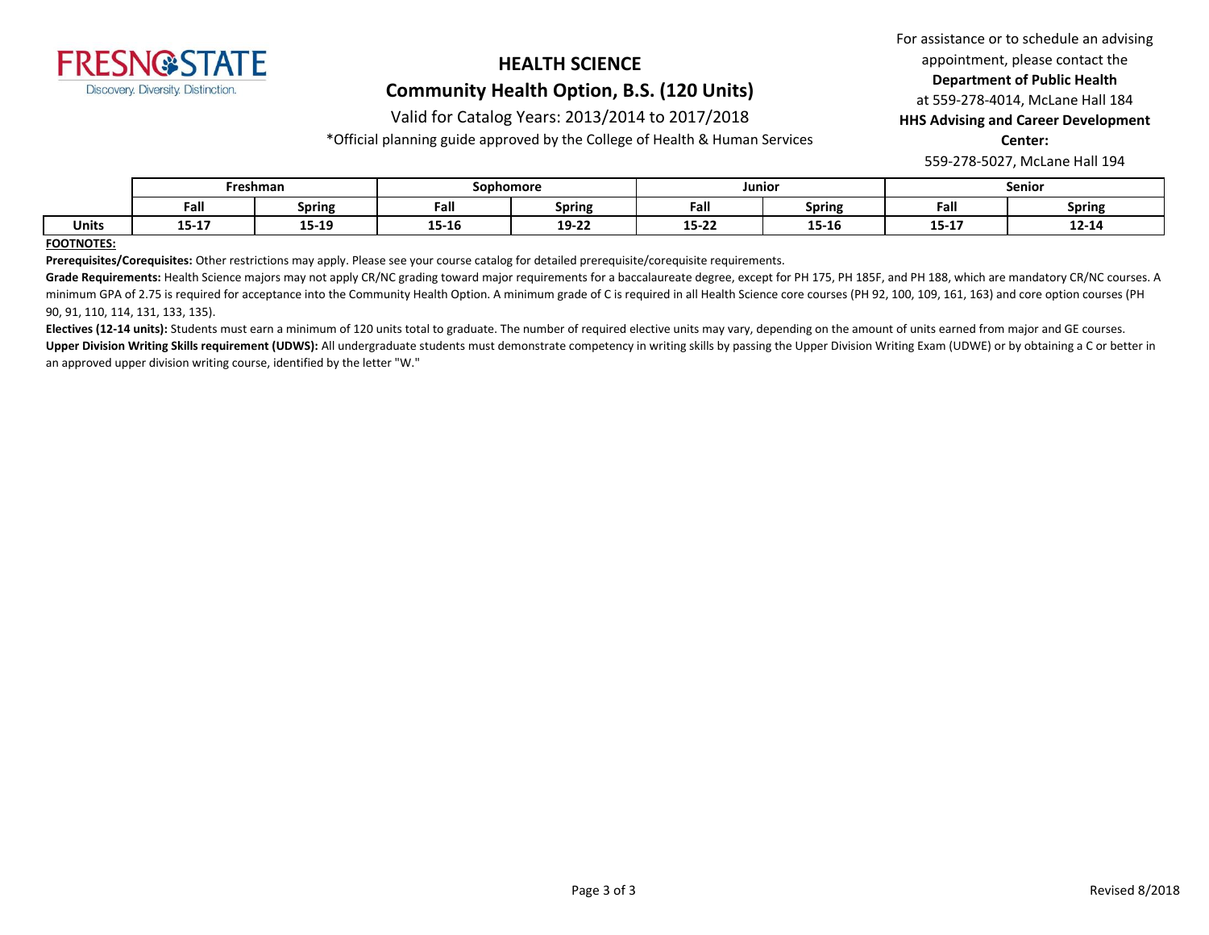# HEALTH SCIENCE

## Community Health Option, B.S. (120 Units)

Valid for Catalog Years: 2013/2014 to 2017/2018

*Official planning guide approved by the College of Health & Human Services

For assistance or to schedule an advising appointment, please contact the **Department of Public Health** at 559-278-4014, McLane Hall 184

**HHS Advising and Career Development Center:** 559-278-5027, McLane Hall 194

| | Freshman | | Sophomore | | Junior | | Senior | |
|---|---|---|---|---|---|---|---|---|
| | **Fall** | **Spring** | **Fall** | **Spring** | **Fall** | **Spring** | **Fall** | **Spring** |
| **Units** | **15-17** | **15-19** | **15-16** | **19-22** | **15-22** | **15-16** | **15-17** | **12-14** |

**FOOTNOTES:**

**Prerequisites/Corequisites:** Other restrictions may apply. Please see your course catalog for detailed prerequisite/corequisite requirements.

**Grade Requirements:** Health Science majors may not apply CR/NC grading toward major requirements for a baccalaureate degree, except for PH 175, PH 185F, and PH 188, which are mandatory CR/NC courses. A minimum GPA of 2.75 is required for acceptance into the Community Health Option. A minimum grade of C is required in all Health Science core courses (PH 92, 100, 109, 161, 163) and core option courses (PH 90, 91, 110, 114, 131, 133, 135).

**Electives (12-14 units):** Students must earn a minimum of 120 units total to graduate. The number of required elective units may vary, depending on the amount of units earned from major and GE courses.

**Upper Division Writing Skills requirement (UDWS):** All undergraduate students must demonstrate competency in writing skills by passing the Upper Division Writing Exam (UDWE) or by obtaining a C or better in an approved upper division writing course, identified by the letter "W."

Revised 8/2018